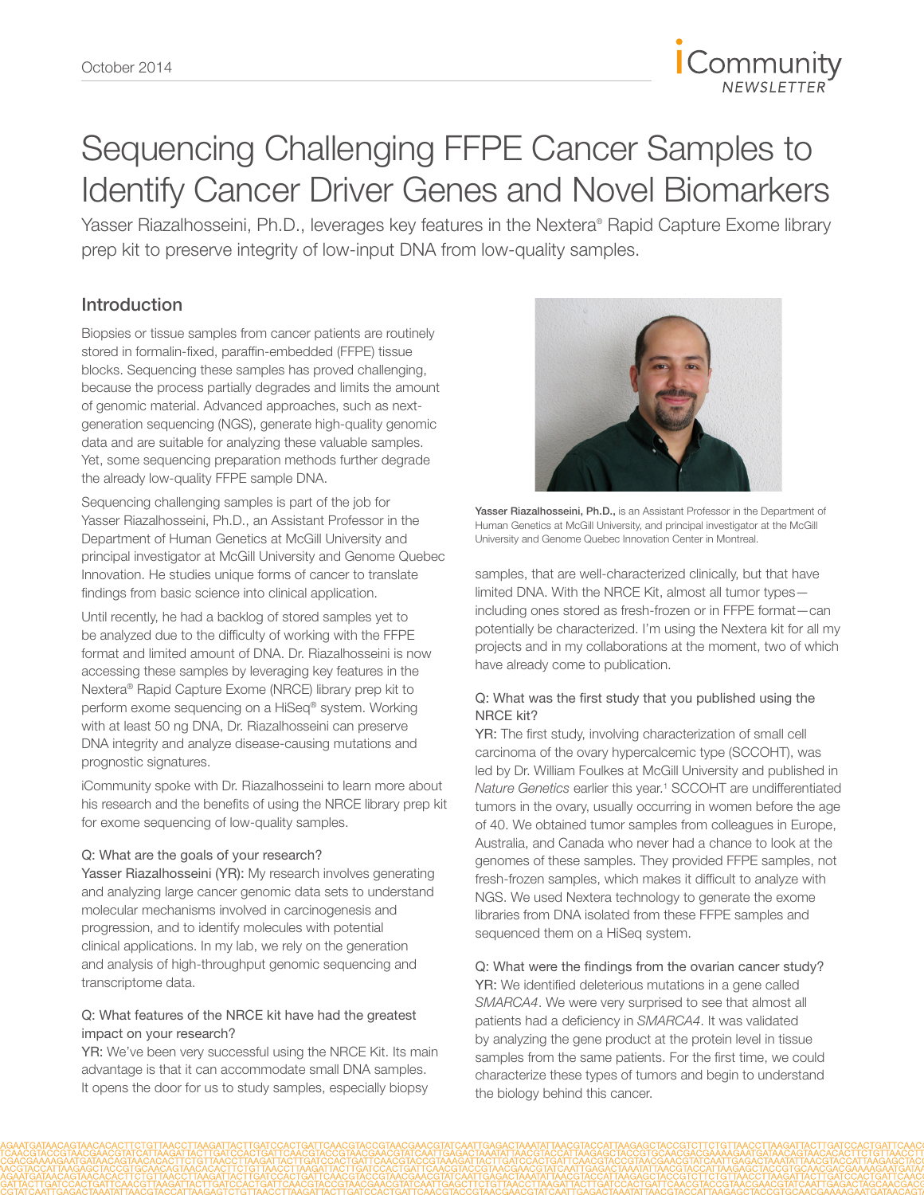# Sequencing Challenging FFPE Cancer Samples to Identify Cancer Driver Genes and Novel Biomarkers

Yasser Riazalhosseini, Ph.D., leverages key features in the Nextera® Rapid Capture Exome library prep kit to preserve integrity of low-input DNA from low-quality samples.

## Introduction

Biopsies or tissue samples from cancer patients are routinely stored in formalin-fixed, paraffin-embedded (FFPE) tissue blocks. Sequencing these samples has proved challenging, because the process partially degrades and limits the amount of genomic material. Advanced approaches, such as next-generation sequencing (NGS), generate high-quality genomic data and are suitable for analyzing these valuable samples. Yet, some sequencing preparation methods further degrade the already low-quality FFPE sample DNA.

Sequencing challenging samples is part of the job for Yasser Riazalhosseini, Ph.D., an Assistant Professor in the Department of Human Genetics at McGill University and principal investigator at McGill University and Genome Quebec Innovation. He studies unique forms of cancer to translate findings from basic science into clinical application.

Until recently, he had a backlog of stored samples yet to be analyzed due to the difficulty of working with the FFPE format and limited amount of DNA. Dr. Riazalhosseini is now accessing these samples by leveraging key features in the Nextera® Rapid Capture Exome (NRCE) library prep kit to perform exome sequencing on a HiSeq® system. Working with at least 50 ng DNA, Dr. Riazalhosseini can preserve DNA integrity and analyze disease-causing mutations and prognostic signatures.

iCommunity spoke with Dr. Riazalhosseini to learn more about his research and the benefits of using the NRCE library prep kit for exome sequencing of low-quality samples.

**Yasser Riazalhosseini, Ph.D.,** is an Assistant Professor in the Department of Human Genetics at McGill University, and principal investigator at the McGill University and Genome Quebec Innovation Center in Montreal.

Q: What are the goals of your research?

YR: My research involves generating and analyzing large cancer genomic data sets to understand molecular mechanisms involved in carcinogenesis and progression, and to identify molecules with potential clinical applications. In my lab, we rely on the generation and analysis of high-throughput genomic sequencing and transcriptome data.

Q: What features of the NRCE kit have had the greatest impact on your research?

YR: We've been very successful using the NRCE Kit. Its main advantage is that it can accommodate small DNA samples. It opens the door for us to study samples, especially biopsy samples, that are well-characterized clinically, but that have limited DNA. With the NRCE Kit, almost all tumor types—including ones stored as fresh-frozen or in FFPE format—can potentially be characterized. I'm using the Nextera kit for all my projects and in my collaborations at the moment, two of which have already come to publication.

Q: What was the first study that you published using the NRCE kit?

YR: The first study, involving characterization of small cell carcinoma of the ovary hypercalcemic type (SCCOHT), was led by Dr. William Foulkes at McGill University and published in *Nature Genetics* earlier this year.[1] SCCOHT are undifferentiated tumors in the ovary, usually occurring in women before the age of 40. We obtained tumor samples from colleagues in Europe, Australia, and Canada who never had a chance to look at the genomes of these samples. They provided FFPE samples, not fresh-frozen samples, which makes it difficult to analyze with NGS. We used Nextera technology to generate the exome libraries from DNA isolated from these FFPE samples and sequenced them on a HiSeq system.

Q: What were the findings from the ovarian cancer study?

YR: We identified deleterious mutations in a gene called *SMARCA4*. We were very surprised to see that almost all patients had a deficiency in *SMARCA4*. It was validated by analyzing the gene product at the protein level in tissue samples from the same patients. For the first time, we could characterize these types of tumors and begin to understand the biology behind this cancer.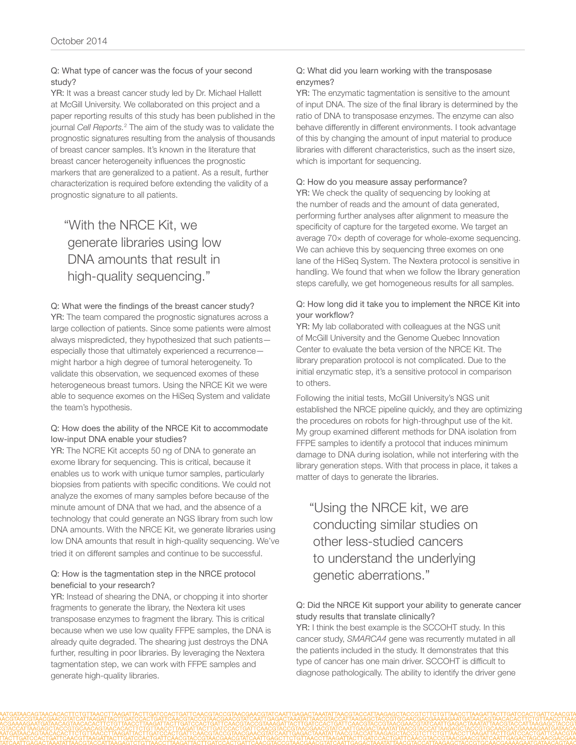**Q: What type of cancer was the focus of your second study?**
**YR:** It was a breast cancer study led by Dr. Michael Hallett at McGill University. We collaborated on this project and a paper reporting results of this study has been published in the journal *Cell Reports.*[2] The aim of the study was to validate the prognostic signatures resulting from the analysis of thousands of breast cancer samples. It's known in the literature that breast cancer heterogeneity influences the prognostic markers that are generalized to a patient. As a result, further characterization is required before extending the validity of a prognostic signature to all patients.

> "With the NRCE Kit, we generate libraries using low DNA amounts that result in high-quality sequencing."

**Q: What were the findings of the breast cancer study?**
**YR:** The team compared the prognostic signatures across a large collection of patients. Since some patients were almost always mispredicted, they hypothesized that such patients—especially those that ultimately experienced a recurrence—might harbor a high degree of tumoral heterogeneity. To validate this observation, we sequenced exomes of these heterogeneous breast tumors. Using the NRCE Kit we were able to sequence exomes on the HiSeq System and validate the team's hypothesis.

**Q: How does the ability of the NRCE Kit to accommodate low-input DNA enable your studies?**
**YR:** The NCRE Kit accepts 50 ng of DNA to generate an exome library for sequencing. This is critical, because it enables us to work with unique tumor samples, particularly biopsies from patients with specific conditions. We could not analyze the exomes of many samples before because of the minute amount of DNA that we had, and the absence of a technology that could generate an NGS library from such low DNA amounts. With the NRCE Kit, we generate libraries using low DNA amounts that result in high-quality sequencing. We've tried it on different samples and continue to be successful.

**Q: How is the tagmentation step in the NRCE protocol beneficial to your research?**
**YR:** Instead of shearing the DNA, or chopping it into shorter fragments to generate the library, the Nextera kit uses transposase enzymes to fragment the library. This is critical because when we use low quality FFPE samples, the DNA is already quite degraded. The shearing just destroys the DNA further, resulting in poor libraries. By leveraging the Nextera tagmentation step, we can work with FFPE samples and generate high-quality libraries.

**Q: What did you learn working with the transposase enzymes?**
**YR:** The enzymatic tagmentation is sensitive to the amount of input DNA. The size of the final library is determined by the ratio of DNA to transposase enzymes. The enzyme can also behave differently in different environments. I took advantage of this by changing the amount of input material to produce libraries with different characteristics, such as the insert size, which is important for sequencing.

**Q: How do you measure assay performance?**
**YR:** We check the quality of sequencing by looking at the number of reads and the amount of data generated, performing further analyses after alignment to measure the specificity of capture for the targeted exome. We target an average 70× depth of coverage for whole-exome sequencing. We can achieve this by sequencing three exomes on one lane of the HiSeq System. The Nextera protocol is sensitive in handling. We found that when we follow the library generation steps carefully, we get homogeneous results for all samples.

**Q: How long did it take you to implement the NRCE Kit into your workflow?**
**YR:** My lab collaborated with colleagues at the NGS unit of McGill University and the Genome Quebec Innovation Center to evaluate the beta version of the NRCE Kit. The library preparation protocol is not complicated. Due to the initial enzymatic step, it's a sensitive protocol in comparison to others.

Following the initial tests, McGill University's NGS unit established the NRCE pipeline quickly, and they are optimizing the procedures on robots for high-throughput use of the kit. My group examined different methods for DNA isolation from FFPE samples to identify a protocol that induces minimum damage to DNA during isolation, while not interfering with the library generation steps. With that process in place, it takes a matter of days to generate the libraries.

> "Using the NRCE kit, we are conducting similar studies on other less-studied cancers to understand the underlying genetic aberrations."

**Q: Did the NRCE Kit support your ability to generate cancer study results that translate clinically?**
**YR:** I think the best example is the SCCOHT study. In this cancer study, *SMARCA4* gene was recurrently mutated in all the patients included in the study. It demonstrates that this type of cancer has one main driver. SCCOHT is difficult to diagnose pathologically. The ability to identify the driver gene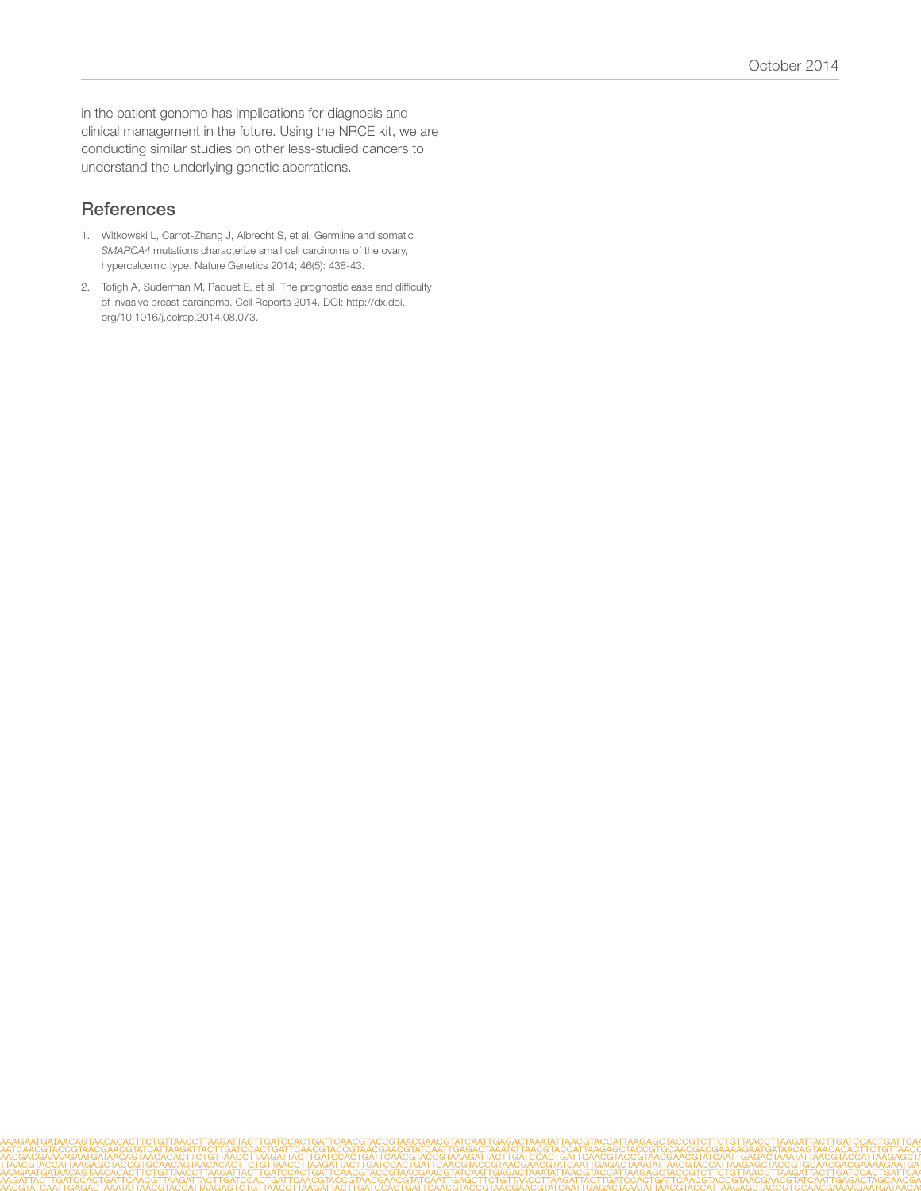in the patient genome has implications for diagnosis and clinical management in the future. Using the NRCE kit, we are conducting similar studies on other less-studied cancers to understand the underlying genetic aberrations.

## References

1. Witkowski L, Carrot-Zhang J, Albrecht S, et al. Germline and somatic *SMARCA4* mutations characterize small cell carcinoma of the ovary, hypercalcemic type. Nature Genetics 2014; 46(5): 438-43.
2. Tofigh A, Suderman M, Paquet E, et al. The prognostic ease and difficulty of invasive breast carcinoma. Cell Reports 2014. DOI: http://dx.doi.org/10.1016/j.celrep.2014.08.073.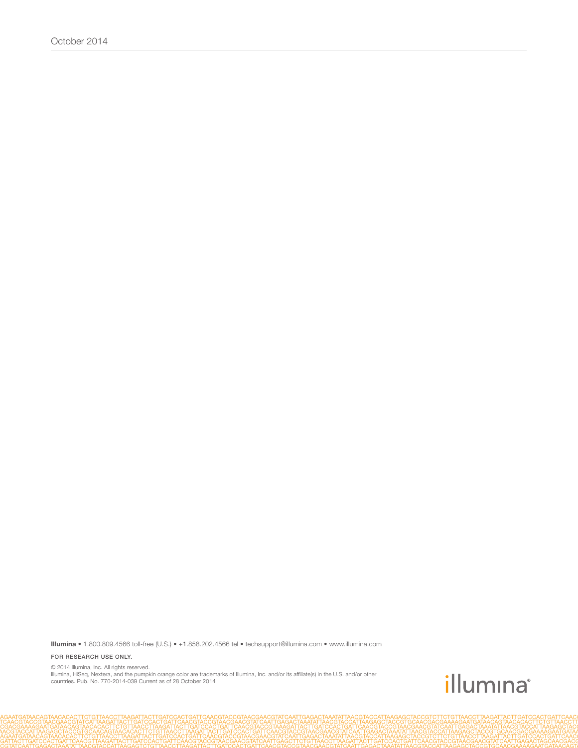October 2014

**Illumina** • 1.800.809.4566 toll-free (U.S.) • +1.858.202.4566 tel • techsupport@illumina.com • www.illumina.com

FOR RESEARCH USE ONLY.

© 2014 Illumina, Inc. All rights reserved.
Illumina, HiSeq, Nextera, and the pumpkin orange color are trademarks of Illumina, Inc. and/or its affiliate(s) in the U.S. and/or other countries. Pub. No. 770-2014-039 Current as of 28 October 2014